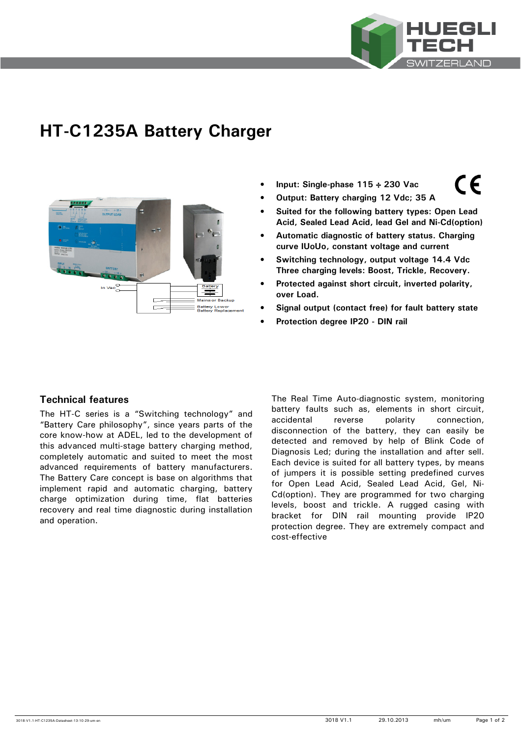# HT-C1235A Battery Charger

- **Input: Single-phase 115 ÷ 230 Vac**
- **Output: Battery charging 12 Vdc; 35 A**
- **Suited for the following battery types: Open Lead Acid, Sealed Lead Acid, lead Gel and Ni-Cd(option)**
- **Automatic diagnostic of battery status. Charging curve IUoUo, constant voltage and current**
- **Switching technology, output voltage 14.4 Vdc Three charging levels: Boost, Trickle, Recovery.**
- **Protected against short circuit, inverted polarity, over Load.**
- **Signal output (contact free) for fault battery state**
- **Protection degree IP20 - DIN rail**

## Technical features

The HT-C series is a “Switching technology” and “Battery Care philosophy”, since years parts of the core know-how at ADEL, led to the development of this advanced multi-stage battery charging method, completely automatic and suited to meet the most advanced requirements of battery manufacturers. The Battery Care concept is base on algorithms that implement rapid and automatic charging, battery charge optimization during time, flat batteries recovery and real time diagnostic during installation and operation.

The Real Time Auto-diagnostic system, monitoring battery faults such as, elements in short circuit, accidental reverse polarity connection, disconnection of the battery, they can easily be detected and removed by help of Blink Code of Diagnosis Led; during the installation and after sell. Each device is suited for all battery types, by means of jumpers it is possible setting predefined curves for Open Lead Acid, Sealed Lead Acid, Gel, Ni-Cd(option). They are programmed for two charging levels, boost and trickle. A rugged casing with bracket for DIN rail mounting provide IP20 protection degree. They are extremely compact and cost-effective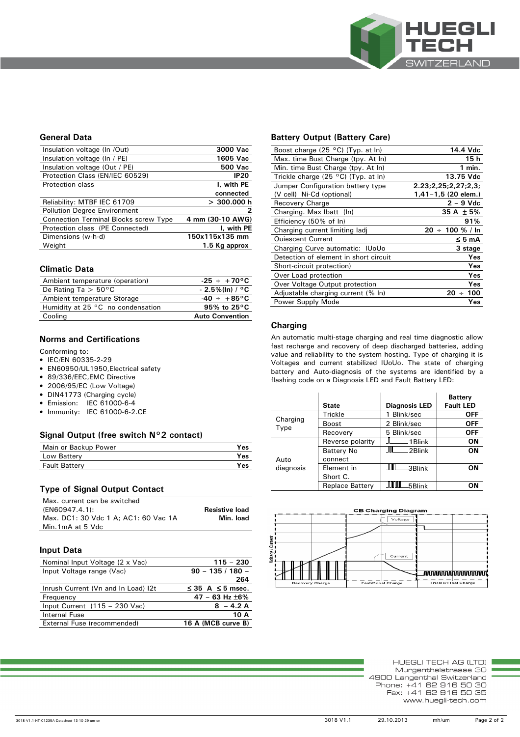## General Data

| | |
|---|---|
| Insulation voltage (In /Out) | **3000 Vac** |
| Insulation voltage (In / PE) | **1605 Vac** |
| Insulation voltage (Out / PE) | **500 Vac** |
| Protection Class (EN/IEC 60529) | **IP20** |
| Protection class | **I, with PE connected** |
| Reliability: MTBF IEC 61709 | **> 300.000 h** |
| Pollution Degree Environment | **2** |
| Connection Terminal Blocks screw Type | **4 mm (30-10 AWG)** |
| Protection class (PE Connected) | **I, with PE** |
| Dimensions (w-h-d) | **150x115x135 mm** |
| Weight | **1.5 Kg approx** |

## Climatic Data

| | |
|---|---|
| Ambient temperature (operation) | **-25 ÷ +70°C** |
| De Rating Ta > 50°C | **- 2.5%(In) / °C** |
| Ambient temperature Storage | **-40 ÷ +85°C** |
| Humidity at 25 °C no condensation | **95% to 25°C** |
| Cooling | **Auto Convention** |

## Norms and Certifications

Conforming to:

- IEC/EN 60335-2-29
- EN60950/UL1950,Electrical safety
- 89/336/EEC,EMC Directive
- 2006/95/EC (Low Voltage)
- DIN41773 (Charging cycle)
- Emission: IEC 61000-6-4
- Immunity: IEC 61000-6-2.CE

## Signal Output (free switch N°2 contact)

| | |
|---|---|
| Main or Backup Power | **Yes** |
| Low Battery | **Yes** |
| Fault Battery | **Yes** |

## Type of Signal Output Contact

| | |
|---|---|
| Max. current can be switched (EN60947.4.1): | **Resistive load** |
| Max. DC1: 30 Vdc 1 A; AC1: 60 Vac 1A Min.1mA at 5 Vdc | **Min. load** |

## Input Data

| | |
|---|---|
| Nominal Input Voltage (2 x Vac) | **115 – 230** |
| Input Voltage range (Vac) | **90 – 135 / 180 – 264** |
| Inrush Current (Vn and In Load) I2t | **≤ 35 A ≤ 5 msec.** |
| Frequency | **47 – 63 Hz ±6%** |
| Input Current (115 – 230 Vac) | **8 – 4.2 A** |
| Internal Fuse | **10 A** |
| External Fuse (recommended) | **16 A (MCB curve B)** |

## Battery Output (Battery Care)

| | |
|---|---|
| Boost charge (25 °C) (Typ. at In) | **14.4 Vdc** |
| Max. time Bust Charge (tpy. At In) | **15 h** |
| Min. time Bust Charge (tpy. At In) | **1 min.** |
| Trickle charge (25 °C) (Typ. at In) | **13.75 Vdc** |
| Jumper Configuration battery type (V cell) Ni-Cd (optional) | **2.23;2,25;2,27;2,3; 1,41–1,5 (20 elem.)** |
| Recovery Charge | **2 – 9 Vdc** |
| Charging. Max Ibatt (In) | **35 A ± 5%** |
| Efficiency (50% of In) | **91%** |
| Charging current limiting Iadj | **20 ÷ 100 % / In** |
| Quiescent Current | **≤ 5 mA** |
| Charging Curve automatic: IUoUo | **3 stage** |
| Detection of element in short circuit | **Yes** |
| Short-circuit protection) | **Yes** |
| Over Load protection | **Yes** |
| Over Voltage Output protection | **Yes** |
| Adjustable charging current (% In) | **20 ÷ 100** |
| Power Supply Mode | **Yes** |

## Charging

An automatic multi-stage charging and real time diagnostic allow fast recharge and recovery of deep discharged batteries, adding value and reliability to the system hosting. Type of charging it is Voltages and current stabilized IUoUo. The state of charging battery and Auto-diagnosis of the systems are identified by a flashing code on a Diagnosis LED and Fault Battery LED:

| | State | Diagnosis LED | Battery Fault LED |
|---|---|---|---|
| Charging Type | Trickle | 1 Blink/sec | OFF |
| | Boost | 2 Blink/sec | OFF |
| | Recovery | 5 Blink/sec | OFF |
| Auto diagnosis | Reverse polarity | 1Blink | ON |
| | Battery No connect | 2Blink | ON |
| | Element in Short C. | 3Blink | ON |
| | Replace Battery | 5Blink | ON |

CB Charging Diagram

Voltage / Current

Voltage

Current

Recovery Charge

Fast/Boost Charge

Trickle/Float Charge